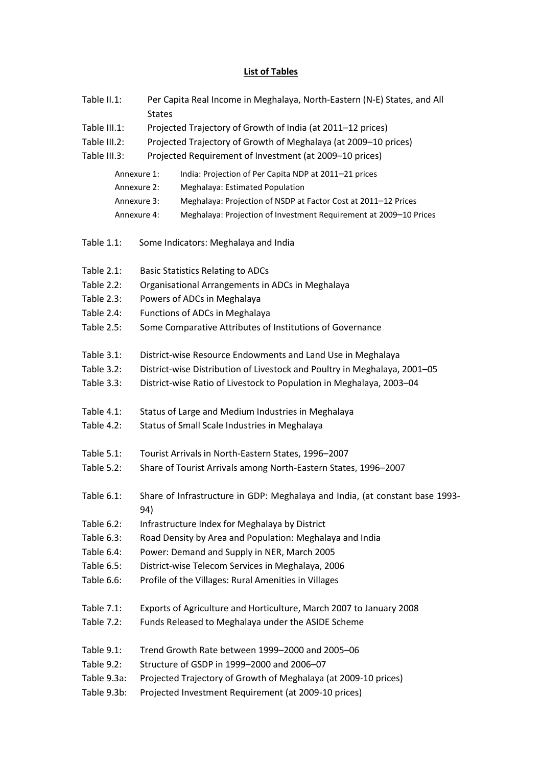## List of Tables

Table II.1: Per Capita Real Income in Meghalaya, North-Eastern (N-E) States, and All States

Table III.1: Projected Trajectory of Growth of India (at 2011–12 prices)

Table III.2: Projected Trajectory of Growth of Meghalaya (at 2009–10 prices)

Table III.3: Projected Requirement of Investment (at 2009–10 prices)

- Annexure 1: India: Projection of Per Capita NDP at 2011–21 prices
- Annexure 2: Meghalaya: Estimated Population
- Annexure 3: Meghalaya: Projection of NSDP at Factor Cost at 2011–12 Prices
- Annexure 4: Meghalaya: Projection of Investment Requirement at 2009–10 Prices

Table 1.1: Some Indicators: Meghalaya and India

Table 2.1: Basic Statistics Relating to ADCs

Table 2.2: Organisational Arrangements in ADCs in Meghalaya

Table 2.3: Powers of ADCs in Meghalaya

Table 2.4: Functions of ADCs in Meghalaya

Table 2.5: Some Comparative Attributes of Institutions of Governance

Table 3.1: District-wise Resource Endowments and Land Use in Meghalaya

Table 3.2: District-wise Distribution of Livestock and Poultry in Meghalaya, 2001–05

Table 3.3: District-wise Ratio of Livestock to Population in Meghalaya, 2003–04

Table 4.1: Status of Large and Medium Industries in Meghalaya

Table 4.2: Status of Small Scale Industries in Meghalaya

Table 5.1: Tourist Arrivals in North-Eastern States, 1996–2007

Table 5.2: Share of Tourist Arrivals among North-Eastern States, 1996–2007

Table 6.1: Share of Infrastructure in GDP: Meghalaya and India, (at constant base 1993-94)

Table 6.2: Infrastructure Index for Meghalaya by District

Table 6.3: Road Density by Area and Population: Meghalaya and India

Table 6.4: Power: Demand and Supply in NER, March 2005

Table 6.5: District-wise Telecom Services in Meghalaya, 2006

Table 6.6: Profile of the Villages: Rural Amenities in Villages

Table 7.1: Exports of Agriculture and Horticulture, March 2007 to January 2008

Table 7.2: Funds Released to Meghalaya under the ASIDE Scheme

Table 9.1: Trend Growth Rate between 1999–2000 and 2005–06

Table 9.2: Structure of GSDP in 1999–2000 and 2006–07

Table 9.3a: Projected Trajectory of Growth of Meghalaya (at 2009-10 prices)

Table 9.3b: Projected Investment Requirement (at 2009-10 prices)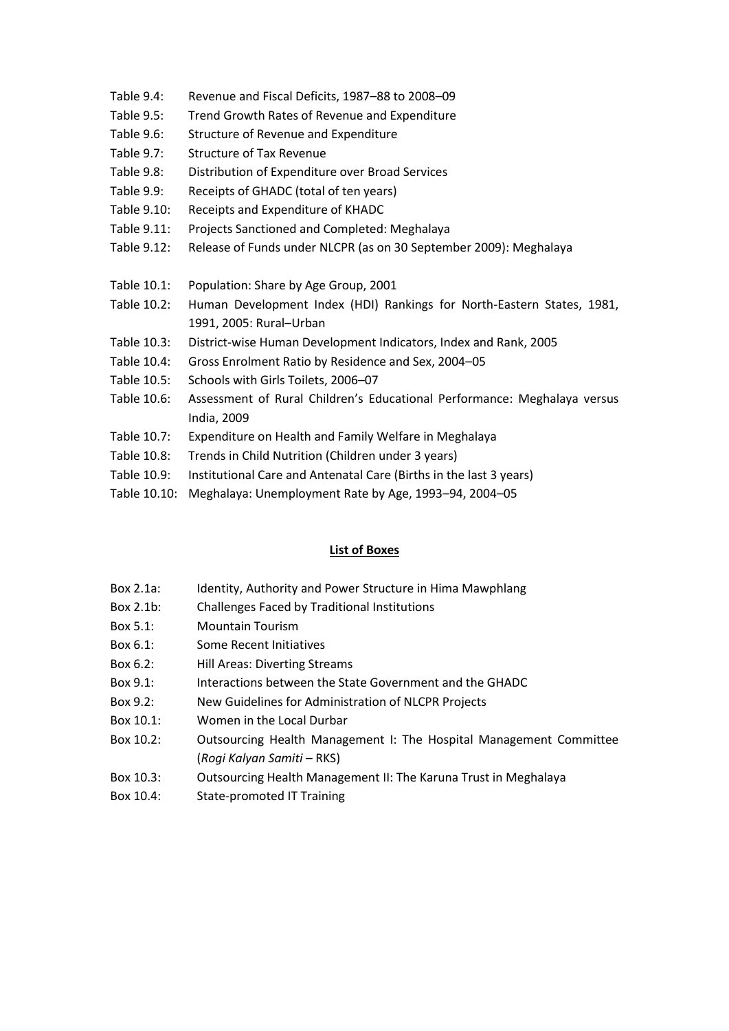Table 9.4: Revenue and Fiscal Deficits, 1987–88 to 2008–09

Table 9.5: Trend Growth Rates of Revenue and Expenditure

Table 9.6: Structure of Revenue and Expenditure

Table 9.7: Structure of Tax Revenue

Table 9.8: Distribution of Expenditure over Broad Services

Table 9.9: Receipts of GHADC (total of ten years)

Table 9.10: Receipts and Expenditure of KHADC

Table 9.11: Projects Sanctioned and Completed: Meghalaya

Table 9.12: Release of Funds under NLCPR (as on 30 September 2009): Meghalaya

Table 10.1: Population: Share by Age Group, 2001

Table 10.2: Human Development Index (HDI) Rankings for North-Eastern States, 1981, 1991, 2005: Rural–Urban

Table 10.3: District-wise Human Development Indicators, Index and Rank, 2005

Table 10.4: Gross Enrolment Ratio by Residence and Sex, 2004–05

Table 10.5: Schools with Girls Toilets, 2006–07

Table 10.6: Assessment of Rural Children's Educational Performance: Meghalaya versus India, 2009

Table 10.7: Expenditure on Health and Family Welfare in Meghalaya

Table 10.8: Trends in Child Nutrition (Children under 3 years)

Table 10.9: Institutional Care and Antenatal Care (Births in the last 3 years)

Table 10.10: Meghalaya: Unemployment Rate by Age, 1993–94, 2004–05

## List of Boxes

Box 2.1a: Identity, Authority and Power Structure in Hima Mawphlang

Box 2.1b: Challenges Faced by Traditional Institutions

Box 5.1: Mountain Tourism

Box 6.1: Some Recent Initiatives

Box 6.2: Hill Areas: Diverting Streams

Box 9.1: Interactions between the State Government and the GHADC

Box 9.2: New Guidelines for Administration of NLCPR Projects

Box 10.1: Women in the Local Durbar

Box 10.2: Outsourcing Health Management I: The Hospital Management Committee (*Rogi Kalyan Samiti* – RKS)

Box 10.3: Outsourcing Health Management II: The Karuna Trust in Meghalaya

Box 10.4: State-promoted IT Training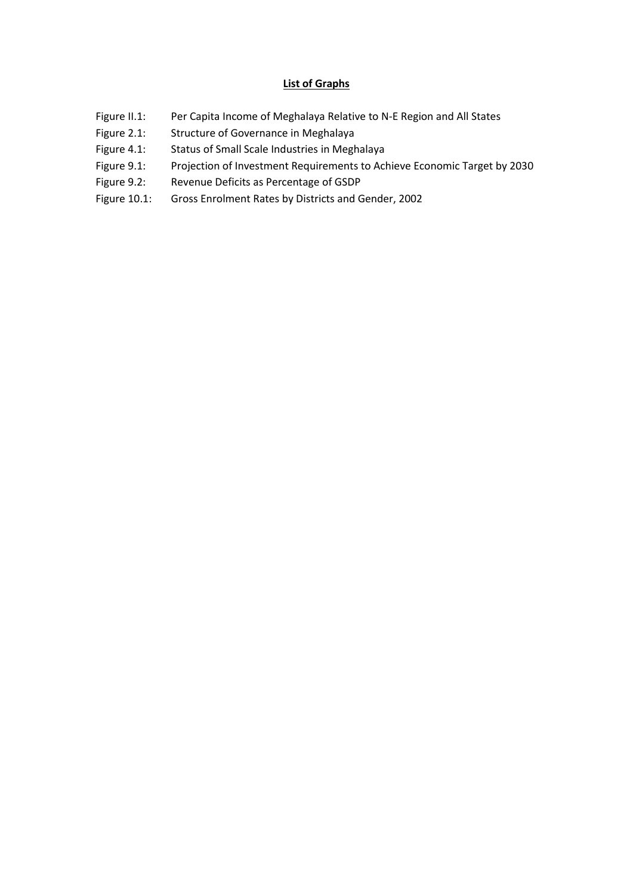## List of Graphs

| | |
|---|---|
| Figure II.1: | Per Capita Income of Meghalaya Relative to N-E Region and All States |
| Figure 2.1: | Structure of Governance in Meghalaya |
| Figure 4.1: | Status of Small Scale Industries in Meghalaya |
| Figure 9.1: | Projection of Investment Requirements to Achieve Economic Target by 2030 |
| Figure 9.2: | Revenue Deficits as Percentage of GSDP |
| Figure 10.1: | Gross Enrolment Rates by Districts and Gender, 2002 |